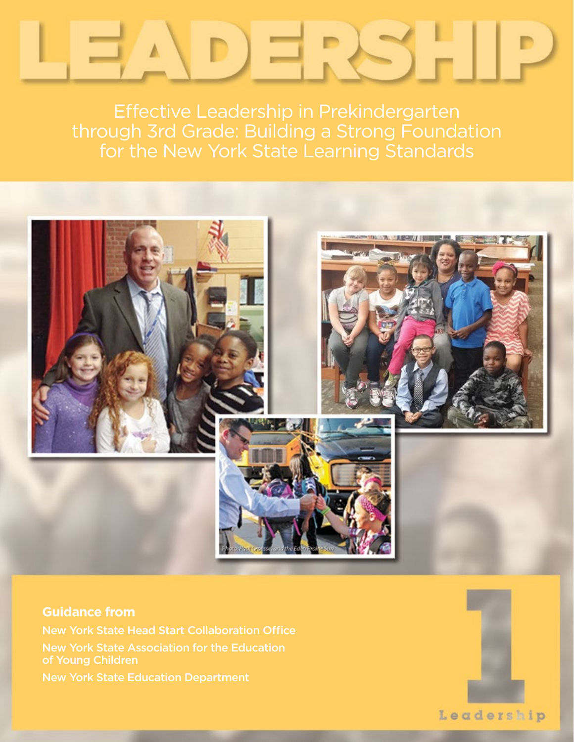# LEADERSHIP

## Effective Leadership in Prekindergarten through 3rd Grade: Building a Strong Foundation for the New York State Learning Standards

Photo: Paul Groessel and the Eden Prairie Sun

**Guidance from**

New York State Head Start Collaboration Office

New York State Association for the Education of Young Children

New York State Education Department

1

Leadership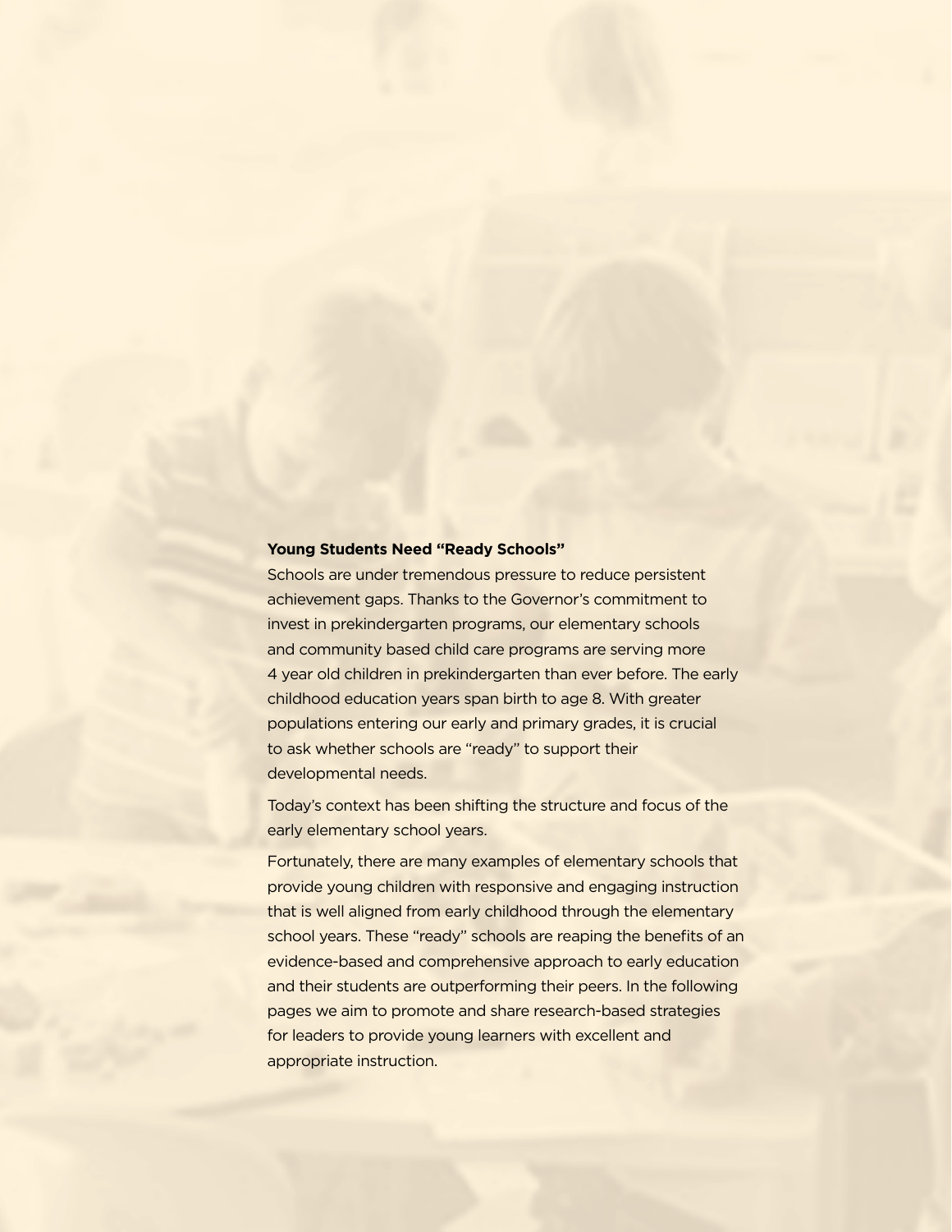## Young Students Need "Ready Schools"

Schools are under tremendous pressure to reduce persistent achievement gaps. Thanks to the Governor's commitment to invest in prekindergarten programs, our elementary schools and community based child care programs are serving more 4 year old children in prekindergarten than ever before. The early childhood education years span birth to age 8. With greater populations entering our early and primary grades, it is crucial to ask whether schools are "ready" to support their developmental needs.

Today's context has been shifting the structure and focus of the early elementary school years.

Fortunately, there are many examples of elementary schools that provide young children with responsive and engaging instruction that is well aligned from early childhood through the elementary school years. These "ready" schools are reaping the benefits of an evidence-based and comprehensive approach to early education and their students are outperforming their peers. In the following pages we aim to promote and share research-based strategies for leaders to provide young learners with excellent and appropriate instruction.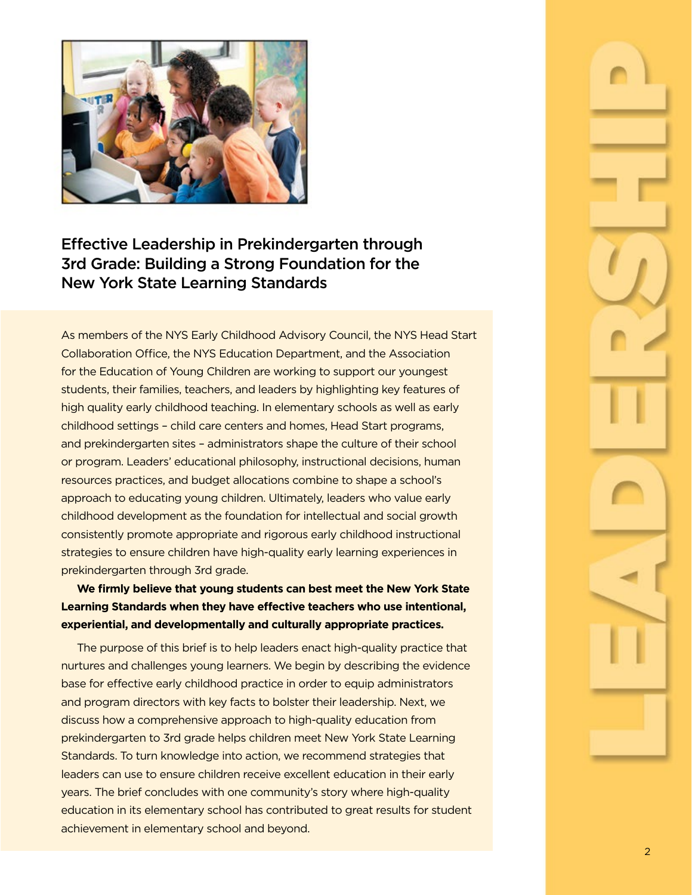## Effective Leadership in Prekindergarten through 3rd Grade: Building a Strong Foundation for the New York State Learning Standards

As members of the NYS Early Childhood Advisory Council, the NYS Head Start Collaboration Office, the NYS Education Department, and the Association for the Education of Young Children are working to support our youngest students, their families, teachers, and leaders by highlighting key features of high quality early childhood teaching. In elementary schools as well as early childhood settings – child care centers and homes, Head Start programs, and prekindergarten sites – administrators shape the culture of their school or program. Leaders' educational philosophy, instructional decisions, human resources practices, and budget allocations combine to shape a school's approach to educating young children. Ultimately, leaders who value early childhood development as the foundation for intellectual and social growth consistently promote appropriate and rigorous early childhood instructional strategies to ensure children have high-quality early learning experiences in prekindergarten through 3rd grade.

**We firmly believe that young students can best meet the New York State Learning Standards when they have effective teachers who use intentional, experiential, and developmentally and culturally appropriate practices.**

The purpose of this brief is to help leaders enact high-quality practice that nurtures and challenges young learners. We begin by describing the evidence base for effective early childhood practice in order to equip administrators and program directors with key facts to bolster their leadership. Next, we discuss how a comprehensive approach to high-quality education from prekindergarten to 3rd grade helps children meet New York State Learning Standards. To turn knowledge into action, we recommend strategies that leaders can use to ensure children receive excellent education in their early years. The brief concludes with one community's story where high-quality education in its elementary school has contributed to great results for student achievement in elementary school and beyond.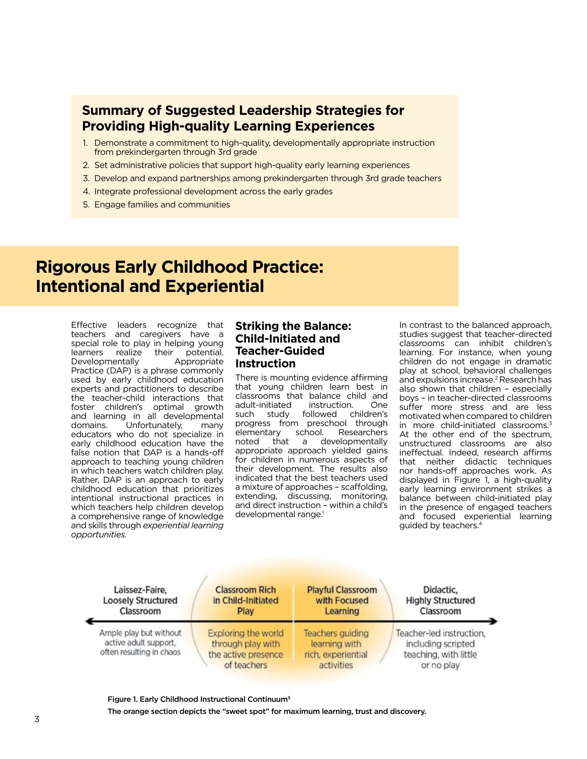## Summary of Suggested Leadership Strategies for Providing High-quality Learning Experiences

1. Demonstrate a commitment to high-quality, developmentally appropriate instruction from prekindergarten through 3rd grade
2. Set administrative policies that support high-quality early learning experiences
3. Develop and expand partnerships among prekindergarten through 3rd grade teachers
4. Integrate professional development across the early grades
5. Engage families and communities

# Rigorous Early Childhood Practice: Intentional and Experiential

Effective leaders recognize that teachers and caregivers have a special role to play in helping young learners realize their potential. Developmentally Appropriate Practice (DAP) is a phrase commonly used by early childhood education experts and practitioners to describe the teacher-child interactions that foster children's optimal growth and learning in all developmental domains. Unfortunately, many educators who do not specialize in early childhood education have the false notion that DAP is a hands-off approach to teaching young children in which teachers watch children play. Rather, DAP is an approach to early childhood education that prioritizes intentional instructional practices in which teachers help children develop a comprehensive range of knowledge and skills through *experiential learning opportunities.*

### Striking the Balance: Child-Initiated and Teacher-Guided Instruction

There is mounting evidence affirming that young children learn best in classrooms that balance child and adult-initiated instruction. One such study followed children's progress from preschool through elementary school. Researchers noted that a developmentally appropriate approach yielded gains for children in numerous aspects of their development. The results also indicated that the best teachers used a mixture of approaches – scaffolding, extending, discussing, monitoring, and direct instruction – within a child's developmental range.[1]

In contrast to the balanced approach, studies suggest that teacher-directed classrooms can inhibit children's learning. For instance, when young children do not engage in dramatic play at school, behavioral challenges and expulsions increase.[2] Research has also shown that children – especially boys – in teacher-directed classrooms suffer more stress and are less motivated when compared to children in more child-initiated classrooms.[3] At the other end of the spectrum, unstructured classrooms are also ineffectual. Indeed, research affirms that neither didactic techniques nor hands-off approaches work. As displayed in Figure 1, a high-quality early learning environment strikes a balance between child-initiated play in the presence of engaged teachers and focused experiential learning guided by teachers.[4]

| Laissez-Faire, Loosely Structured Classroom | Classroom Rich in Child-Initiated Play | Playful Classroom with Focused Learning | Didactic, Highly Structured Classroom |
|---|---|---|---|
| Ample play but without active adult support, often resulting in chaos | Exploring the world through play with the active presence of teachers | Teachers guiding learning with rich, experiential activities | Teacher-led instruction, including scripted teaching, with little or no play |

**Figure 1. Early Childhood Instructional Continuum[5]**

**The orange section depicts the "sweet spot" for maximum learning, trust and discovery.**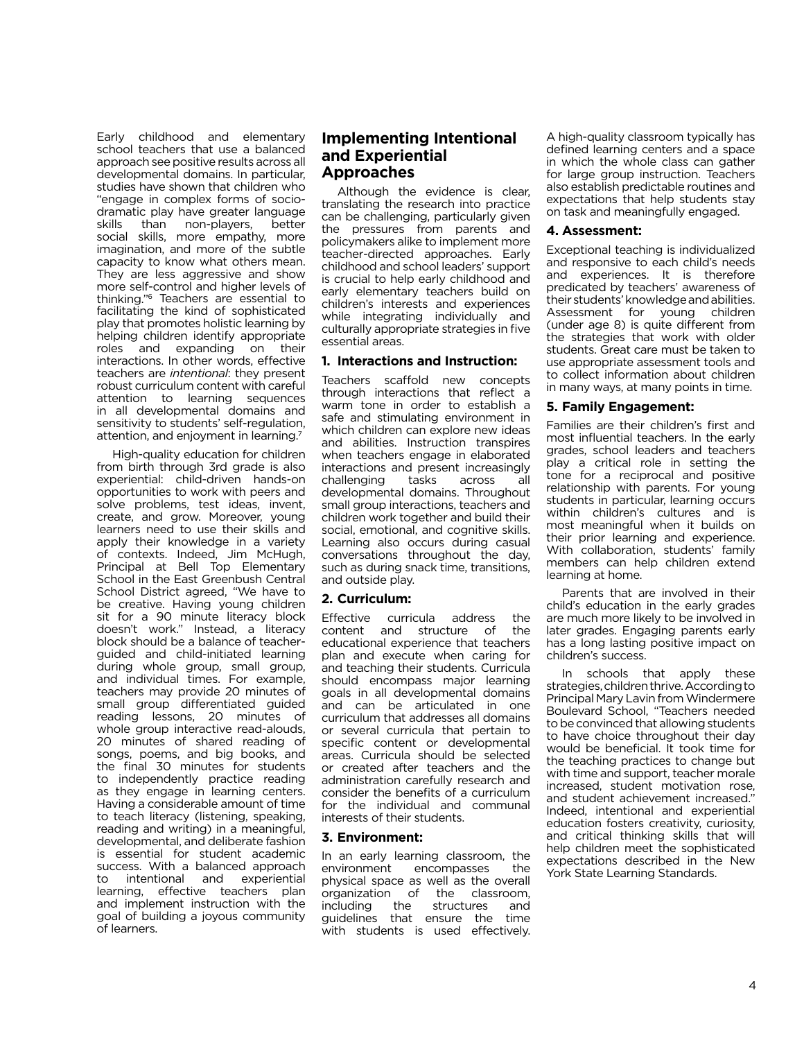Early childhood and elementary school teachers that use a balanced approach see positive results across all developmental domains. In particular, studies have shown that children who "engage in complex forms of socio-dramatic play have greater language skills than non-players, better social skills, more empathy, more imagination, and more of the subtle capacity to know what others mean. They are less aggressive and show more self-control and higher levels of thinking."[6] Teachers are essential to facilitating the kind of sophisticated play that promotes holistic learning by helping children identify appropriate roles and expanding on their interactions. In other words, effective teachers are *intentional*: they present robust curriculum content with careful attention to learning sequences in all developmental domains and sensitivity to students' self-regulation, attention, and enjoyment in learning.[7]

High-quality education for children from birth through 3rd grade is also experiential: child-driven hands-on opportunities to work with peers and solve problems, test ideas, invent, create, and grow. Moreover, young learners need to use their skills and apply their knowledge in a variety of contexts. Indeed, Jim McHugh, Principal at Bell Top Elementary School in the East Greenbush Central School District agreed, "We have to be creative. Having young children sit for a 90 minute literacy block doesn't work." Instead, a literacy block should be a balance of teacher-guided and child-initiated learning during whole group, small group, and individual times. For example, teachers may provide 20 minutes of small group differentiated guided reading lessons, 20 minutes of whole group interactive read-alouds, 20 minutes of shared reading of songs, poems, and big books, and the final 30 minutes for students to independently practice reading as they engage in learning centers. Having a considerable amount of time to teach literacy (listening, speaking, reading and writing) in a meaningful, developmental, and deliberate fashion is essential for student academic success. With a balanced approach to intentional and experiential learning, effective teachers plan and implement instruction with the goal of building a joyous community of learners.

## Implementing Intentional and Experiential Approaches

Although the evidence is clear, translating the research into practice can be challenging, particularly given the pressures from parents and policymakers alike to implement more teacher-directed approaches. Early childhood and school leaders' support is crucial to help early childhood and early elementary teachers build on children's interests and experiences while integrating individually and culturally appropriate strategies in five essential areas.

### 1. Interactions and Instruction:

Teachers scaffold new concepts through interactions that reflect a warm tone in order to establish a safe and stimulating environment in which children can explore new ideas and abilities. Instruction transpires when teachers engage in elaborated interactions and present increasingly challenging tasks across all developmental domains. Throughout small group interactions, teachers and children work together and build their social, emotional, and cognitive skills. Learning also occurs during casual conversations throughout the day, such as during snack time, transitions, and outside play.

### 2. Curriculum:

Effective curricula address the content and structure of the educational experience that teachers plan and execute when caring for and teaching their students. Curricula should encompass major learning goals in all developmental domains and can be articulated in one curriculum that addresses all domains or several curricula that pertain to specific content or developmental areas. Curricula should be selected or created after teachers and the administration carefully research and consider the benefits of a curriculum for the individual and communal interests of their students.

### 3. Environment:

In an early learning classroom, the environment encompasses the physical space as well as the overall organization of the classroom, including the structures and guidelines that ensure the time with students is used effectively. A high-quality classroom typically has defined learning centers and a space in which the whole class can gather for large group instruction. Teachers also establish predictable routines and expectations that help students stay on task and meaningfully engaged.

### 4. Assessment:

Exceptional teaching is individualized and responsive to each child's needs and experiences. It is therefore predicated by teachers' awareness of their students' knowledge and abilities. Assessment for young children (under age 8) is quite different from the strategies that work with older students. Great care must be taken to use appropriate assessment tools and to collect information about children in many ways, at many points in time.

### 5. Family Engagement:

Families are their children's first and most influential teachers. In the early grades, school leaders and teachers play a critical role in setting the tone for a reciprocal and positive relationship with parents. For young students in particular, learning occurs within children's cultures and is most meaningful when it builds on their prior learning and experience. With collaboration, students' family members can help children extend learning at home.

Parents that are involved in their child's education in the early grades are much more likely to be involved in later grades. Engaging parents early has a long lasting positive impact on children's success.

In schools that apply these strategies, children thrive. According to Principal Mary Lavin from Windermere Boulevard School, "Teachers needed to be convinced that allowing students to have choice throughout their day would be beneficial. It took time for the teaching practices to change but with time and support, teacher morale increased, student motivation rose, and student achievement increased." Indeed, intentional and experiential education fosters creativity, curiosity, and critical thinking skills that will help children meet the sophisticated expectations described in the New York State Learning Standards.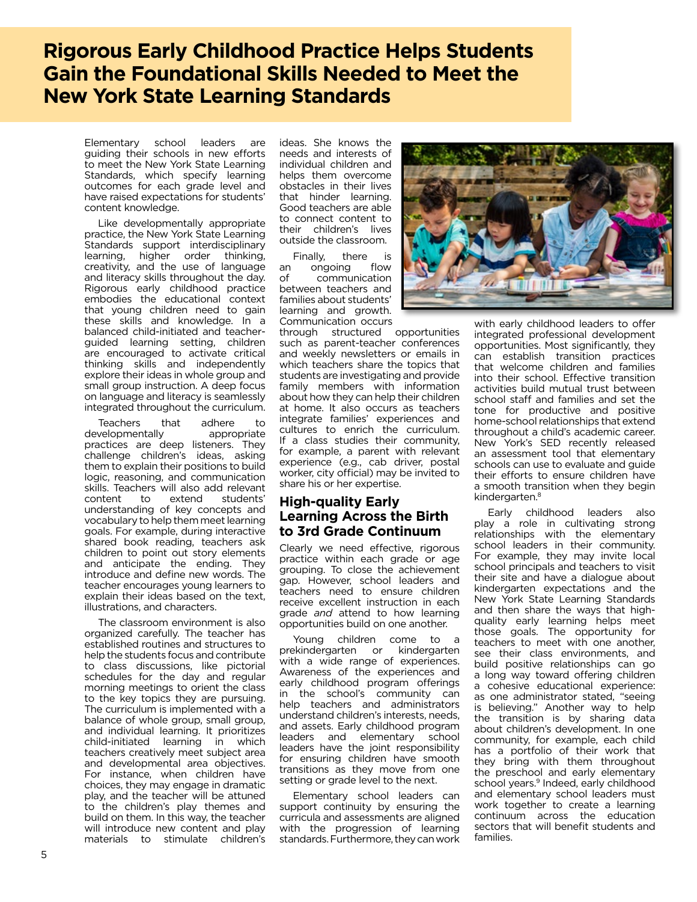# Rigorous Early Childhood Practice Helps Students Gain the Foundational Skills Needed to Meet the New York State Learning Standards

Elementary school leaders are guiding their schools in new efforts to meet the New York State Learning Standards, which specify learning outcomes for each grade level and have raised expectations for students' content knowledge.

Like developmentally appropriate practice, the New York State Learning Standards support interdisciplinary learning, higher order thinking, creativity, and the use of language and literacy skills throughout the day. Rigorous early childhood practice embodies the educational context that young children need to gain these skills and knowledge. In a balanced child-initiated and teacher-guided learning setting, children are encouraged to activate critical thinking skills and independently explore their ideas in whole group and small group instruction. A deep focus on language and literacy is seamlessly integrated throughout the curriculum.

Teachers that adhere to developmentally appropriate practices are deep listeners. They challenge children's ideas, asking them to explain their positions to build logic, reasoning, and communication skills. Teachers will also add relevant content to extend students' understanding of key concepts and vocabulary to help them meet learning goals. For example, during interactive shared book reading, teachers ask children to point out story elements and anticipate the ending. They introduce and define new words. The teacher encourages young learners to explain their ideas based on the text, illustrations, and characters.

The classroom environment is also organized carefully. The teacher has established routines and structures to help the students focus and contribute to class discussions, like pictorial schedules for the day and regular morning meetings to orient the class to the key topics they are pursuing. The curriculum is implemented with a balance of whole group, small group, and individual learning. It prioritizes child-initiated learning in which teachers creatively meet subject area and developmental area objectives. For instance, when children have choices, they may engage in dramatic play, and the teacher will be attuned to the children's play themes and build on them. In this way, the teacher will introduce new content and play materials to stimulate children's ideas. She knows the needs and interests of individual children and helps them overcome obstacles in their lives that hinder learning. Good teachers are able to connect content to their children's lives outside the classroom.

Finally, there is an ongoing flow of communication between teachers and families about students' learning and growth. Communication occurs through structured opportunities such as parent-teacher conferences and weekly newsletters or emails in which teachers share the topics that students are investigating and provide family members with information about how they can help their children at home. It also occurs as teachers integrate families' experiences and cultures to enrich the curriculum. If a class studies their community, for example, a parent with relevant experience (e.g., cab driver, postal worker, city official) may be invited to share his or her expertise.

## High-quality Early Learning Across the Birth to 3rd Grade Continuum

Clearly we need effective, rigorous practice within each grade or age grouping. To close the achievement gap. However, school leaders and teachers need to ensure children receive excellent instruction in each grade *and* attend to how learning opportunities build on one another.

Young children come to a prekindergarten or kindergarten with a wide range of experiences. Awareness of the experiences and early childhood program offerings in the school's community can help teachers and administrators understand children's interests, needs, and assets. Early childhood program leaders and elementary school leaders have the joint responsibility for ensuring children have smooth transitions as they move from one setting or grade level to the next.

Elementary school leaders can support continuity by ensuring the curricula and assessments are aligned with the progression of learning standards. Furthermore, they can work with early childhood leaders to offer integrated professional development opportunities. Most significantly, they can establish transition practices that welcome children and families into their school. Effective transition activities build mutual trust between school staff and families and set the tone for productive and positive home-school relationships that extend throughout a child's academic career. New York's SED recently released an assessment tool that elementary schools can use to evaluate and guide their efforts to ensure children have a smooth transition when they begin kindergarten.[8]

Early childhood leaders also play a role in cultivating strong relationships with the elementary school leaders in their community. For example, they may invite local school principals and teachers to visit their site and have a dialogue about kindergarten expectations and the New York State Learning Standards and then share the ways that high-quality early learning helps meet those goals. The opportunity for teachers to meet with one another, see their class environments, and build positive relationships can go a long way toward offering children a cohesive educational experience: as one administrator stated, "seeing is believing." Another way to help the transition is by sharing data about children's development. In one community, for example, each child has a portfolio of their work that they bring with them throughout the preschool and early elementary school years.[9] Indeed, early childhood and elementary school leaders must work together to create a learning continuum across the education sectors that will benefit students and families.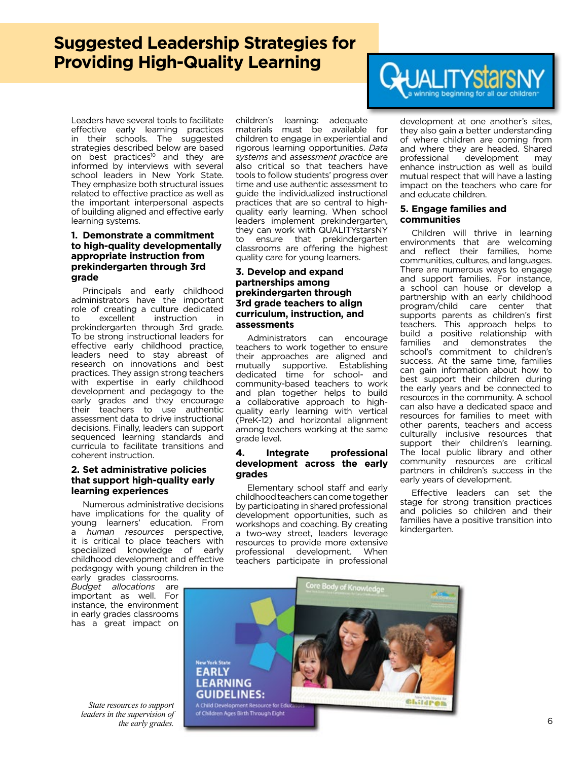# Suggested Leadership Strategies for Providing High-Quality Learning

Leaders have several tools to facilitate effective early learning practices in their schools. The suggested strategies described below are based on best practices[10] and they are informed by interviews with several school leaders in New York State. They emphasize both structural issues related to effective practice as well as the important interpersonal aspects of building aligned and effective early learning systems.

### 1. Demonstrate a commitment to high-quality developmentally appropriate instruction from prekindergarten through 3rd grade

Principals and early childhood administrators have the important role of creating a culture dedicated to excellent instruction in prekindergarten through 3rd grade. To be strong instructional leaders for effective early childhood practice, leaders need to stay abreast of research on innovations and best practices. They assign strong teachers with expertise in early childhood development and pedagogy to the early grades and they encourage their teachers to use authentic assessment data to drive instructional decisions. Finally, leaders can support sequenced learning standards and curricula to facilitate transitions and coherent instruction.

### 2. Set administrative policies that support high-quality early learning experiences

Numerous administrative decisions have implications for the quality of young learners' education. From a *human resources* perspective, it is critical to place teachers with specialized knowledge of early childhood development and effective pedagogy with young children in the early grades classrooms. *Budget allocations* are important as well. For instance, the environment in early grades classrooms has a great impact on children's learning: adequate materials must be available for children to engage in experiential and rigorous learning opportunities. *Data systems* and *assessment practice* are also critical so that teachers have tools to follow students' progress over time and use authentic assessment to guide the individualized instructional practices that are so central to high-quality early learning. When school leaders implement prekindergarten, they can work with QUALITYstarsNY to ensure that prekindergarten classrooms are offering the highest quality care for young learners.

### 3. Develop and expand partnerships among prekindergarten through 3rd grade teachers to align curriculum, instruction, and assessments

Administrators can encourage teachers to work together to ensure their approaches are aligned and mutually supportive. Establishing dedicated time for school- and community-based teachers to work and plan together helps to build a collaborative approach to high-quality early learning with vertical (PreK-12) and horizontal alignment among teachers working at the same grade level.

### 4. Integrate professional development across the early grades

Elementary school staff and early childhood teachers can come together by participating in shared professional development opportunities, such as workshops and coaching. By creating a two-way street, leaders leverage resources to provide more extensive professional development. When teachers participate in professional development at one another's sites, they also gain a better understanding of where children are coming from and where they are headed. Shared professional development may enhance instruction as well as build mutual respect that will have a lasting impact on the teachers who care for and educate children.

### 5. Engage families and communities

Children will thrive in learning environments that are welcoming and reflect their families, home communities, cultures, and languages. There are numerous ways to engage and support families. For instance, a school can house or develop a partnership with an early childhood program/child care center that supports parents as children's first teachers. This approach helps to build a positive relationship with families and demonstrates the school's commitment to children's success. At the same time, families can gain information about how to best support their children during the early years and be connected to resources in the community. A school can also have a dedicated space and resources for families to meet with other parents, teachers and access culturally inclusive resources that support their children's learning. The local public library and other community resources are critical partners in children's success in the early years of development.

Effective leaders can set the stage for strong transition practices and policies so children and their families have a positive transition into kindergarten.

*State resources to support leaders in the supervision of the early grades.*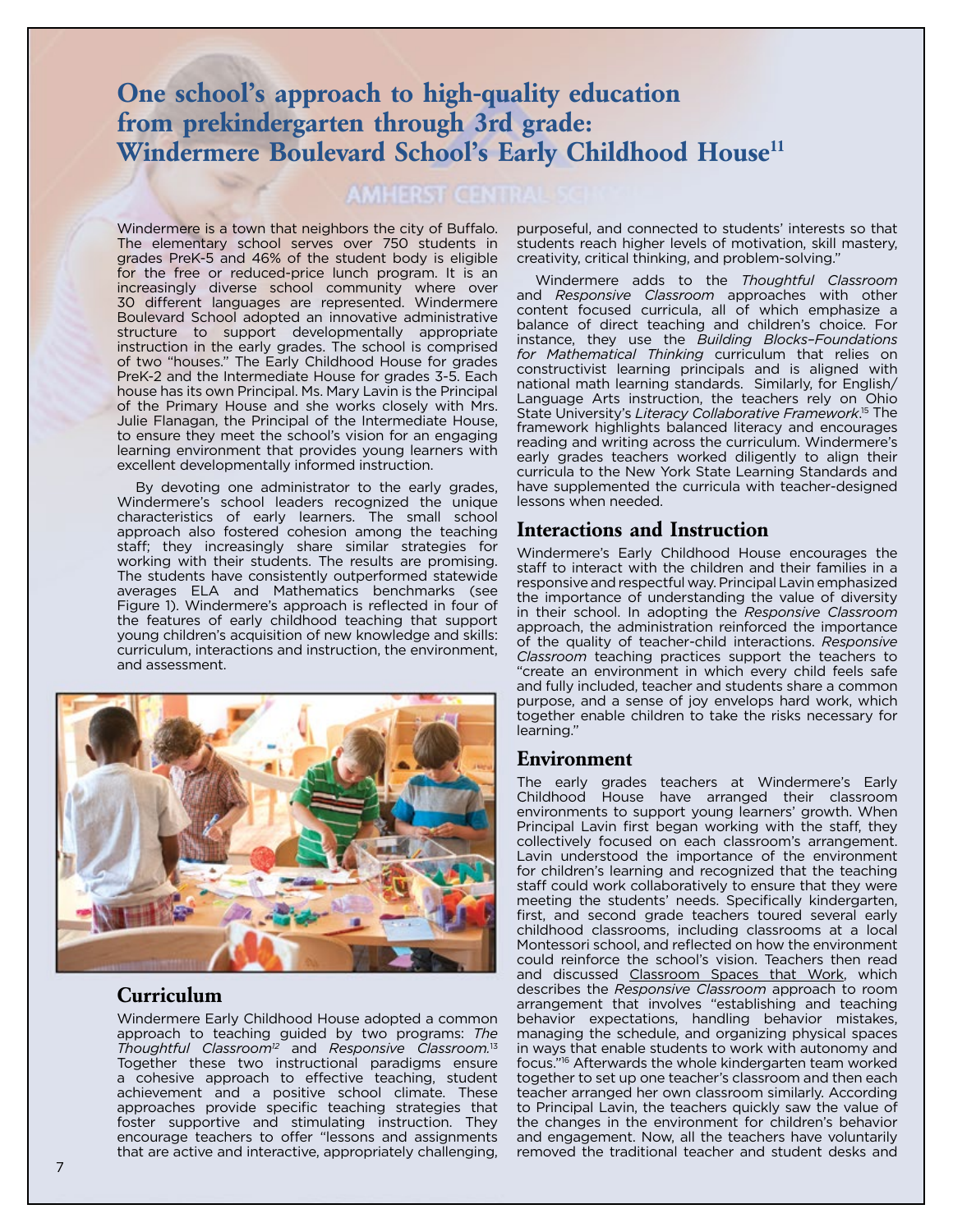# One school's approach to high-quality education from prekindergarten through 3rd grade: Windermere Boulevard School's Early Childhood House[11]

Windermere is a town that neighbors the city of Buffalo. The elementary school serves over 750 students in grades PreK-5 and 46% of the student body is eligible for the free or reduced-price lunch program. It is an increasingly diverse school community where over 30 different languages are represented. Windermere Boulevard School adopted an innovative administrative structure to support developmentally appropriate instruction in the early grades. The school is comprised of two "houses." The Early Childhood House for grades PreK-2 and the Intermediate House for grades 3-5. Each house has its own Principal. Ms. Mary Lavin is the Principal of the Primary House and she works closely with Mrs. Julie Flanagan, the Principal of the Intermediate House, to ensure they meet the school's vision for an engaging learning environment that provides young learners with excellent developmentally informed instruction.

By devoting one administrator to the early grades, Windermere's school leaders recognized the unique characteristics of early learners. The small school approach also fostered cohesion among the teaching staff; they increasingly share similar strategies for working with their students. The results are promising. The students have consistently outperformed statewide averages ELA and Mathematics benchmarks (see Figure 1). Windermere's approach is reflected in four of the features of early childhood teaching that support young children's acquisition of new knowledge and skills: curriculum, interactions and instruction, the environment, and assessment.

## Curriculum

Windermere Early Childhood House adopted a common approach to teaching guided by two programs: *The Thoughtful Classroom*[12] and *Responsive Classroom*.[13] Together these two instructional paradigms ensure a cohesive approach to effective teaching, student achievement and a positive school climate. These approaches provide specific teaching strategies that foster supportive and stimulating instruction. They encourage teachers to offer "lessons and assignments that are active and interactive, appropriately challenging, purposeful, and connected to students' interests so that students reach higher levels of motivation, skill mastery, creativity, critical thinking, and problem-solving."

Windermere adds to the *Thoughtful Classroom* and *Responsive Classroom* approaches with other content focused curricula, all of which emphasize a balance of direct teaching and children's choice. For instance, they use the *Building Blocks–Foundations for Mathematical Thinking* curriculum that relies on constructivist learning principals and is aligned with national math learning standards. Similarly, for English/ Language Arts instruction, the teachers rely on Ohio State University's *Literacy Collaborative Framework*.[15] The framework highlights balanced literacy and encourages reading and writing across the curriculum. Windermere's early grades teachers worked diligently to align their curricula to the New York State Learning Standards and have supplemented the curricula with teacher-designed lessons when needed.

## Interactions and Instruction

Windermere's Early Childhood House encourages the staff to interact with the children and their families in a responsive and respectful way. Principal Lavin emphasized the importance of understanding the value of diversity in their school. In adopting the *Responsive Classroom* approach, the administration reinforced the importance of the quality of teacher-child interactions. *Responsive Classroom* teaching practices support the teachers to "create an environment in which every child feels safe and fully included, teacher and students share a common purpose, and a sense of joy envelops hard work, which together enable children to take the risks necessary for learning."

## Environment

The early grades teachers at Windermere's Early Childhood House have arranged their classroom environments to support young learners' growth. When Principal Lavin first began working with the staff, they collectively focused on each classroom's arrangement. Lavin understood the importance of the environment for children's learning and recognized that the teaching staff could work collaboratively to ensure that they were meeting the students' needs. Specifically kindergarten, first, and second grade teachers toured several early childhood classrooms, including classrooms at a local Montessori school, and reflected on how the environment could reinforce the school's vision. Teachers then read and discussed Classroom Spaces that Work, which describes the *Responsive Classroom* approach to room arrangement that involves "establishing and teaching behavior expectations, handling behavior mistakes, managing the schedule, and organizing physical spaces in ways that enable students to work with autonomy and focus."[16] Afterwards the whole kindergarten team worked together to set up one teacher's classroom and then each teacher arranged her own classroom similarly. According to Principal Lavin, the teachers quickly saw the value of the changes in the environment for children's behavior and engagement. Now, all the teachers have voluntarily removed the traditional teacher and student desks and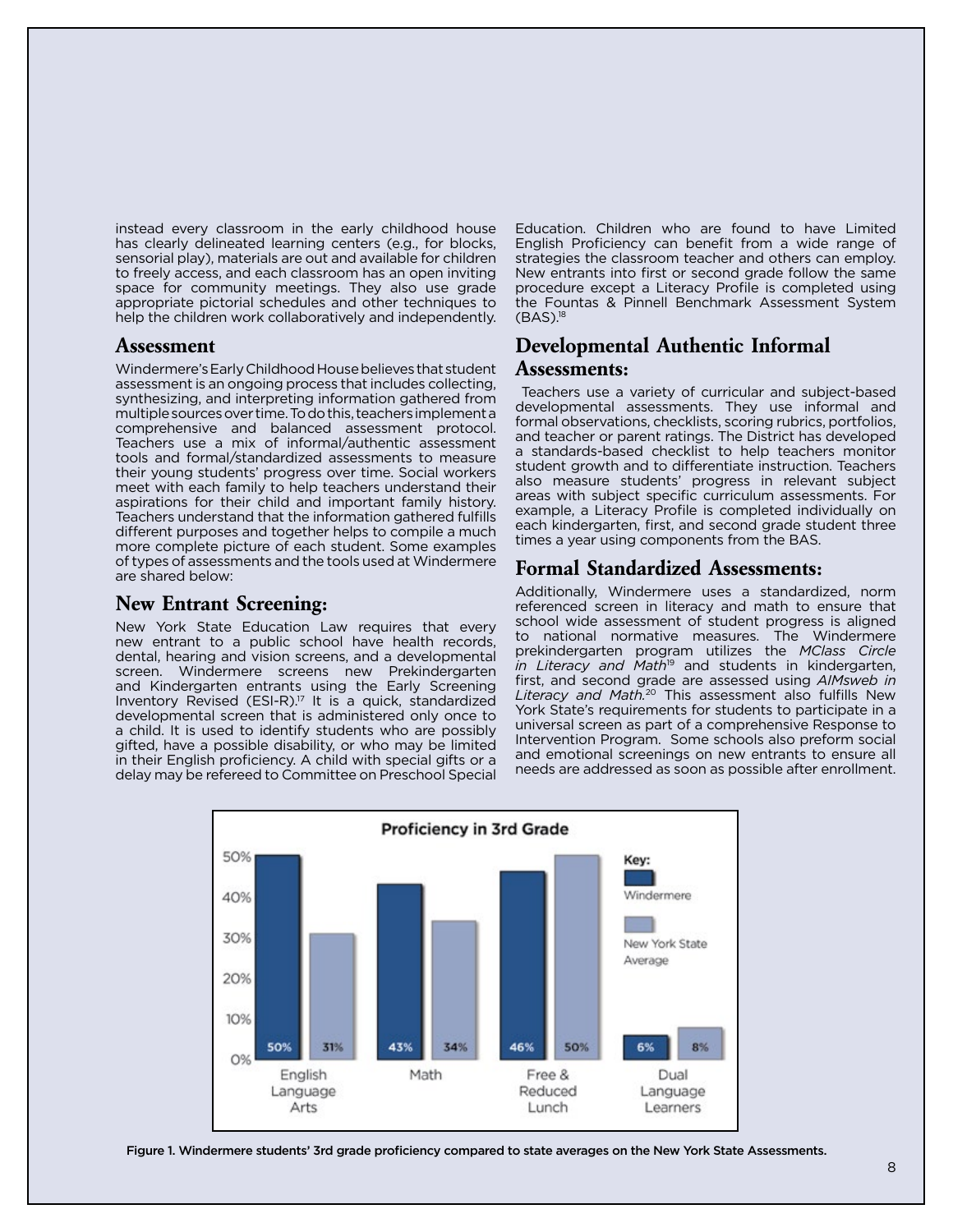instead every classroom in the early childhood house has clearly delineated learning centers (e.g., for blocks, sensorial play), materials are out and available for children to freely access, and each classroom has an open inviting space for community meetings. They also use grade appropriate pictorial schedules and other techniques to help the children work collaboratively and independently.

## Assessment

Windermere's Early Childhood House believes that student assessment is an ongoing process that includes collecting, synthesizing, and interpreting information gathered from multiple sources over time. To do this, teachers implement a comprehensive and balanced assessment protocol. Teachers use a mix of informal/authentic assessment tools and formal/standardized assessments to measure their young students' progress over time. Social workers meet with each family to help teachers understand their aspirations for their child and important family history. Teachers understand that the information gathered fulfills different purposes and together helps to compile a much more complete picture of each student. Some examples of types of assessments and the tools used at Windermere are shared below:

## New Entrant Screening:

New York State Education Law requires that every new entrant to a public school have health records, dental, hearing and vision screens, and a developmental screen. Windermere screens new Prekindergarten and Kindergarten entrants using the Early Screening Inventory Revised (ESI-R).[17] It is a quick, standardized developmental screen that is administered only once to a child. It is used to identify students who are possibly gifted, have a possible disability, or who may be limited in their English proficiency. A child with special gifts or a delay may be refereed to Committee on Preschool Special Education. Children who are found to have Limited English Proficiency can benefit from a wide range of strategies the classroom teacher and others can employ. New entrants into first or second grade follow the same procedure except a Literacy Profile is completed using the Fountas & Pinnell Benchmark Assessment System (BAS).[18]

## Developmental Authentic Informal Assessments:

Teachers use a variety of curricular and subject-based developmental assessments. They use informal and formal observations, checklists, scoring rubrics, portfolios, and teacher or parent ratings. The District has developed a standards-based checklist to help teachers monitor student growth and to differentiate instruction. Teachers also measure students' progress in relevant subject areas with subject specific curriculum assessments. For example, a Literacy Profile is completed individually on each kindergarten, first, and second grade student three times a year using components from the BAS.

## Formal Standardized Assessments:

Additionally, Windermere uses a standardized, norm referenced screen in literacy and math to ensure that school wide assessment of student progress is aligned to national normative measures. The Windermere prekindergarten program utilizes the *MClass Circle in Literacy and Math*[19] and students in kindergarten, first, and second grade are assessed using *AIMsweb in Literacy and Math*.[20] This assessment also fulfills New York State's requirements for students to participate in a universal screen as part of a comprehensive Response to Intervention Program. Some schools also preform social and emotional screenings on new entrants to ensure all needs are addressed as soon as possible after enrollment.

**Proficiency in 3rd Grade**

| | Windermere | New York State Average |
| --- | --- | --- |
| English Language Arts | 50% | 31% |
| Math | 43% | 34% |
| Free & Reduced Lunch | 46% | 50% |
| Dual Language Learners | 6% | 8% |

Figure 1. Windermere students' 3rd grade proficiency compared to state averages on the New York State Assessments.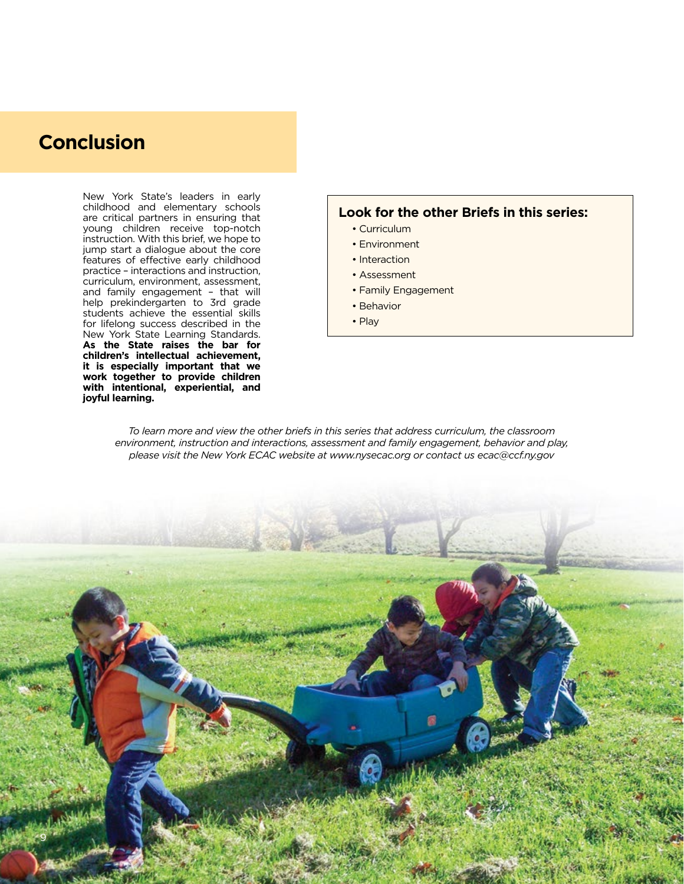# Conclusion

New York State's leaders in early childhood and elementary schools are critical partners in ensuring that young children receive top-notch instruction. With this brief, we hope to jump start a dialogue about the core features of effective early childhood practice – interactions and instruction, curriculum, environment, assessment, and family engagement – that will help prekindergarten to 3rd grade students achieve the essential skills for lifelong success described in the New York State Learning Standards. **As the State raises the bar for children's intellectual achievement, it is especially important that we work together to provide children with intentional, experiential, and joyful learning.**

**Look for the other Briefs in this series:**

- Curriculum
- Environment
- Interaction
- Assessment
- Family Engagement
- Behavior
- Play

*To learn more and view the other briefs in this series that address curriculum, the classroom environment, instruction and interactions, assessment and family engagement, behavior and play, please visit the New York ECAC website at www.nysecac.org or contact us ecac@ccf.ny.gov*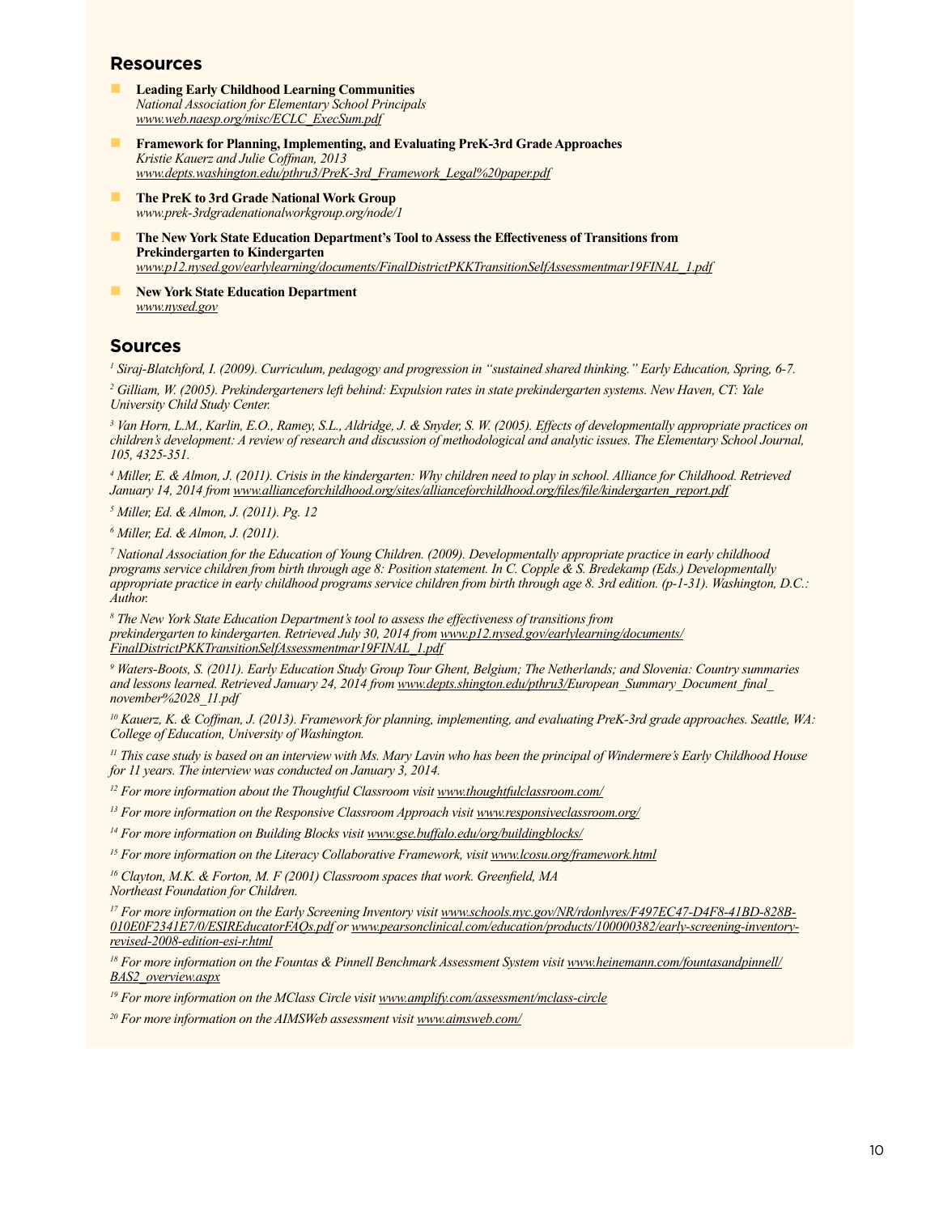## Resources

- **Leading Early Childhood Learning Communities**
  *National Association for Elementary School Principals*
  *www.web.naesp.org/misc/ECLC_ExecSum.pdf*
- **Framework for Planning, Implementing, and Evaluating PreK-3rd Grade Approaches**
  *Kristie Kauerz and Julie Coffman, 2013*
  *www.depts.washington.edu/pthru3/PreK-3rd_Framework_Legal%20paper.pdf*
- **The PreK to 3rd Grade National Work Group**
  *www.prek-3rdgradenationalworkgroup.org/node/1*
- **The New York State Education Department's Tool to Assess the Effectiveness of Transitions from Prekindergarten to Kindergarten**
  *www.p12.nysed.gov/earlylearning/documents/FinalDistrictPKKTransitionSelfAssessmentmar19FINAL_1.pdf*
- **New York State Education Department**
  *www.nysed.gov*

## Sources

[1] *Siraj-Blatchford, I. (2009). Curriculum, pedagogy and progression in "sustained shared thinking." Early Education, Spring, 6-7.*

[2] *Gilliam, W. (2005). Prekindergarteners left behind: Expulsion rates in state prekindergarten systems. New Haven, CT: Yale University Child Study Center.*

[3] *Van Horn, L.M., Karlin, E.O., Ramey, S.L., Aldridge, J. & Snyder, S. W. (2005). Effects of developmentally appropriate practices on children's development: A review of research and discussion of methodological and analytic issues. The Elementary School Journal, 105, 4325-351.*

[4] *Miller, E. & Almon, J. (2011). Crisis in the kindergarten: Why children need to play in school. Alliance for Childhood. Retrieved January 14, 2014 from www.allianceforchildhood.org/sites/allianceforchildhood.org/files/file/kindergarten_report.pdf*

[5] *Miller, Ed. & Almon, J. (2011). Pg. 12*

[6] *Miller, Ed. & Almon, J. (2011).*

[7] *National Association for the Education of Young Children. (2009). Developmentally appropriate practice in early childhood programs service children from birth through age 8: Position statement. In C. Copple & S. Bredekamp (Eds.) Developmentally appropriate practice in early childhood programs service children from birth through age 8. 3rd edition. (p-1-31). Washington, D.C.: Author.*

[8] *The New York State Education Department's tool to assess the effectiveness of transitions from prekindergarten to kindergarten. Retrieved July 30, 2014 from www.p12.nysed.gov/earlylearning/documents/FinalDistrictPKKTransitionSelfAssessmentmar19FINAL_1.pdf*

[9] *Waters-Boots, S. (2011). Early Education Study Group Tour Ghent, Belgium; The Netherlands; and Slovenia: Country summaries and lessons learned. Retrieved January 24, 2014 from www.depts.shington.edu/pthru3/European_Summary_Document_final_november%2028_11.pdf*

[10] *Kauerz, K. & Coffman, J. (2013). Framework for planning, implementing, and evaluating PreK-3rd grade approaches. Seattle, WA: College of Education, University of Washington.*

[11] *This case study is based on an interview with Ms. Mary Lavin who has been the principal of Windermere's Early Childhood House for 11 years. The interview was conducted on January 3, 2014.*

[12] *For more information about the Thoughtful Classroom visit www.thoughtfulclassroom.com/*

[13] *For more information on the Responsive Classroom Approach visit www.responsiveclassroom.org/*

[14] *For more information on Building Blocks visit www.gse.buffalo.edu/org/buildingblocks/*

[15] *For more information on the Literacy Collaborative Framework, visit www.lcosu.org/framework.html*

[16] *Clayton, M.K. & Forton, M. F (2001) Classroom spaces that work. Greenfield, MA Northeast Foundation for Children.*

[17] *For more information on the Early Screening Inventory visit www.schools.nyc.gov/NR/rdonlyres/F497EC47-D4F8-41BD-828B-010E0F2341E7/0/ESIREducatorFAQs.pdf or www.pearsonclinical.com/education/products/100000382/early-screening-inventory-revised-2008-edition-esi-r.html*

[18] *For more information on the Fountas & Pinnell Benchmark Assessment System visit www.heinemann.com/fountasandpinnell/BAS2_overview.aspx*

[19] *For more information on the MClass Circle visit www.amplify.com/assessment/mclass-circle*

[20] *For more information on the AIMSWeb assessment visit www.aimsweb.com/*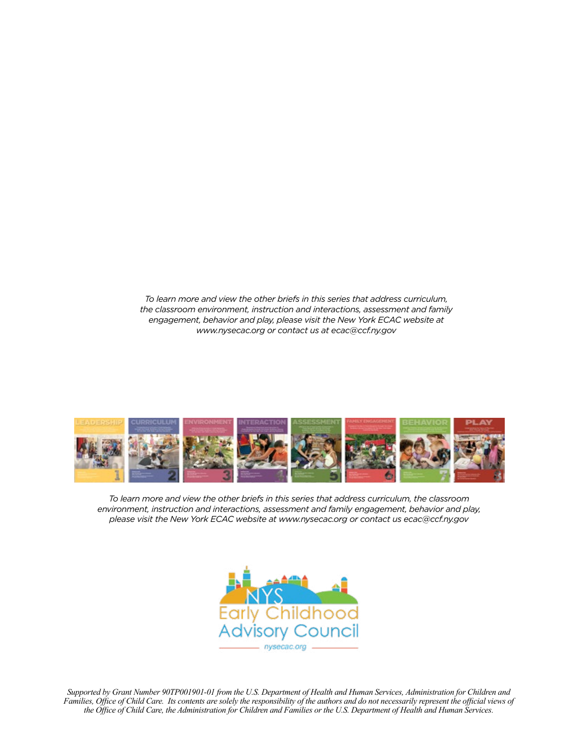*To learn more and view the other briefs in this series that address curriculum, the classroom environment, instruction and interactions, assessment and family engagement, behavior and play, please visit the New York ECAC website at www.nysecac.org or contact us at ecac@ccf.ny.gov*

*To learn more and view the other briefs in this series that address curriculum, the classroom environment, instruction and interactions, assessment and family engagement, behavior and play, please visit the New York ECAC website at www.nysecac.org or contact us ecac@ccf.ny.gov*

NYS Early Childhood Advisory Council

nysecac.org

*Supported by Grant Number 90TP001901-01 from the U.S. Department of Health and Human Services, Administration for Children and Families, Office of Child Care. Its contents are solely the responsibility of the authors and do not necessarily represent the official views of the Office of Child Care, the Administration for Children and Families or the U.S. Department of Health and Human Services.*